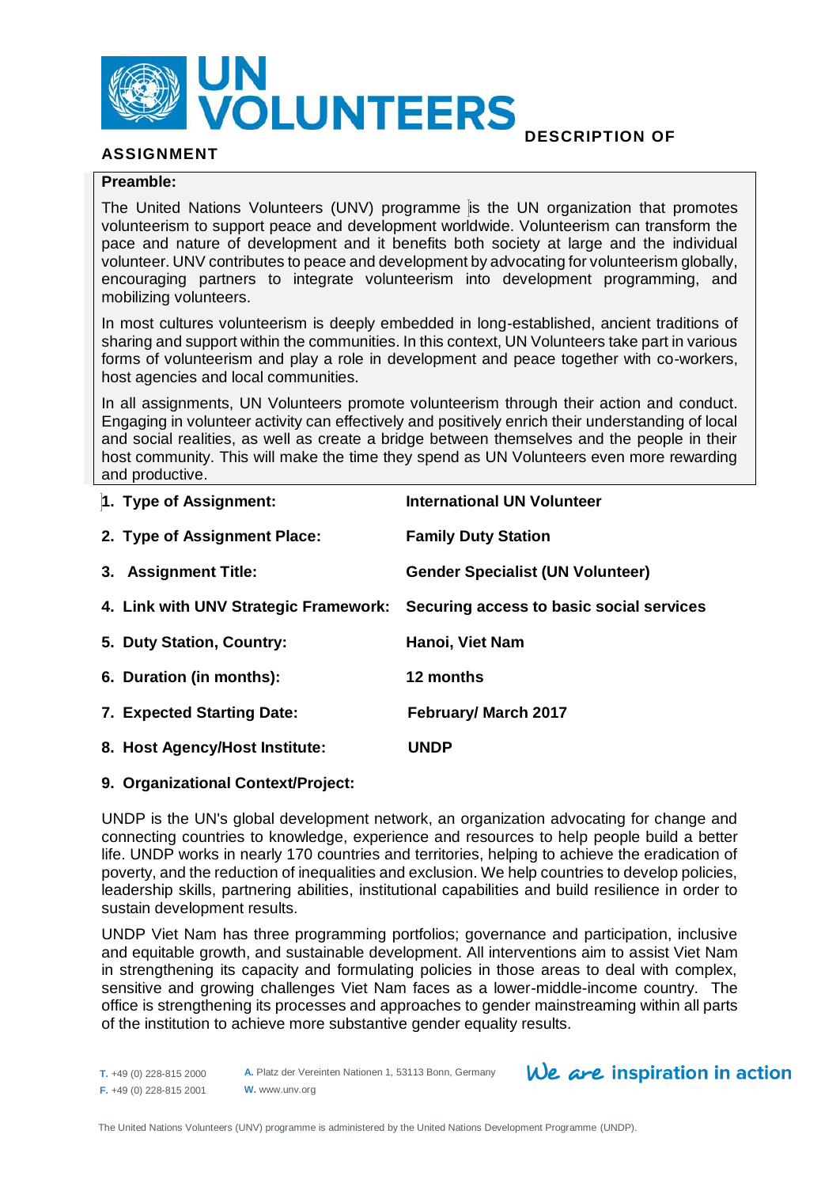# UN VOLUNTEERS

## DESCRIPTION OF ASSIGNMENT

**Preamble:**

The United Nations Volunteers (UNV) programme is the UN organization that promotes volunteerism to support peace and development worldwide. Volunteerism can transform the pace and nature of development and it benefits both society at large and the individual volunteer. UNV contributes to peace and development by advocating for volunteerism globally, encouraging partners to integrate volunteerism into development programming, and mobilizing volunteers.

In most cultures volunteerism is deeply embedded in long-established, ancient traditions of sharing and support within the communities. In this context, UN Volunteers take part in various forms of volunteerism and play a role in development and peace together with co-workers, host agencies and local communities.

In all assignments, UN Volunteers promote volunteerism through their action and conduct. Engaging in volunteer activity can effectively and positively enrich their understanding of local and social realities, as well as create a bridge between themselves and the people in their host community. This will make the time they spend as UN Volunteers even more rewarding and productive.

1. **Type of Assignment:** **International UN Volunteer**
2. **Type of Assignment Place:** **Family Duty Station**
3. **Assignment Title:** **Gender Specialist (UN Volunteer)**
4. **Link with UNV Strategic Framework:** **Securing access to basic social services**
5. **Duty Station, Country:** **Hanoi, Viet Nam**
6. **Duration (in months):** **12 months**
7. **Expected Starting Date:** **February/ March 2017**
8. **Host Agency/Host Institute:** **UNDP**
9. **Organizational Context/Project:**

UNDP is the UN's global development network, an organization advocating for change and connecting countries to knowledge, experience and resources to help people build a better life. UNDP works in nearly 170 countries and territories, helping to achieve the eradication of poverty, and the reduction of inequalities and exclusion. We help countries to develop policies, leadership skills, partnering abilities, institutional capabilities and build resilience in order to sustain development results.

UNDP Viet Nam has three programming portfolios; governance and participation, inclusive and equitable growth, and sustainable development. All interventions aim to assist Viet Nam in strengthening its capacity and formulating policies in those areas to deal with complex, sensitive and growing challenges Viet Nam faces as a lower-middle-income country. The office is strengthening its processes and approaches to gender mainstreaming within all parts of the institution to achieve more substantive gender equality results.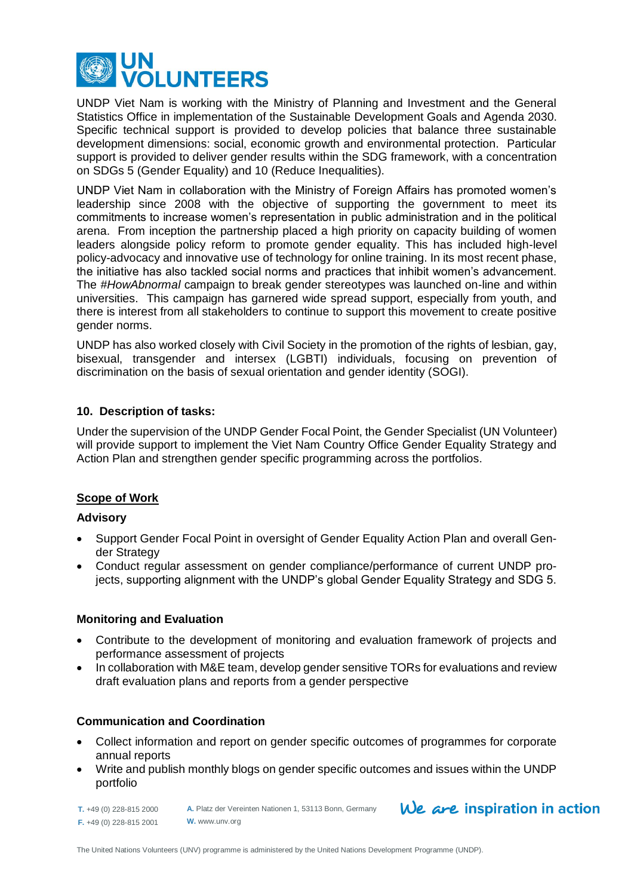UNDP Viet Nam is working with the Ministry of Planning and Investment and the General Statistics Office in implementation of the Sustainable Development Goals and Agenda 2030. Specific technical support is provided to develop policies that balance three sustainable development dimensions: social, economic growth and environmental protection. Particular support is provided to deliver gender results within the SDG framework, with a concentration on SDGs 5 (Gender Equality) and 10 (Reduce Inequalities).

UNDP Viet Nam in collaboration with the Ministry of Foreign Affairs has promoted women's leadership since 2008 with the objective of supporting the government to meet its commitments to increase women's representation in public administration and in the political arena. From inception the partnership placed a high priority on capacity building of women leaders alongside policy reform to promote gender equality. This has included high-level policy-advocacy and innovative use of technology for online training. In its most recent phase, the initiative has also tackled social norms and practices that inhibit women's advancement. The *#HowAbnormal* campaign to break gender stereotypes was launched on-line and within universities. This campaign has garnered wide spread support, especially from youth, and there is interest from all stakeholders to continue to support this movement to create positive gender norms.

UNDP has also worked closely with Civil Society in the promotion of the rights of lesbian, gay, bisexual, transgender and intersex (LGBTI) individuals, focusing on prevention of discrimination on the basis of sexual orientation and gender identity (SOGI).

### 10. Description of tasks:

Under the supervision of the UNDP Gender Focal Point, the Gender Specialist (UN Volunteer) will provide support to implement the Viet Nam Country Office Gender Equality Strategy and Action Plan and strengthen gender specific programming across the portfolios.

**Scope of Work**

**Advisory**

- Support Gender Focal Point in oversight of Gender Equality Action Plan and overall Gender Strategy
- Conduct regular assessment on gender compliance/performance of current UNDP projects, supporting alignment with the UNDP's global Gender Equality Strategy and SDG 5.

**Monitoring and Evaluation**

- Contribute to the development of monitoring and evaluation framework of projects and performance assessment of projects
- In collaboration with M&E team, develop gender sensitive TORs for evaluations and review draft evaluation plans and reports from a gender perspective

**Communication and Coordination**

- Collect information and report on gender specific outcomes of programmes for corporate annual reports
- Write and publish monthly blogs on gender specific outcomes and issues within the UNDP portfolio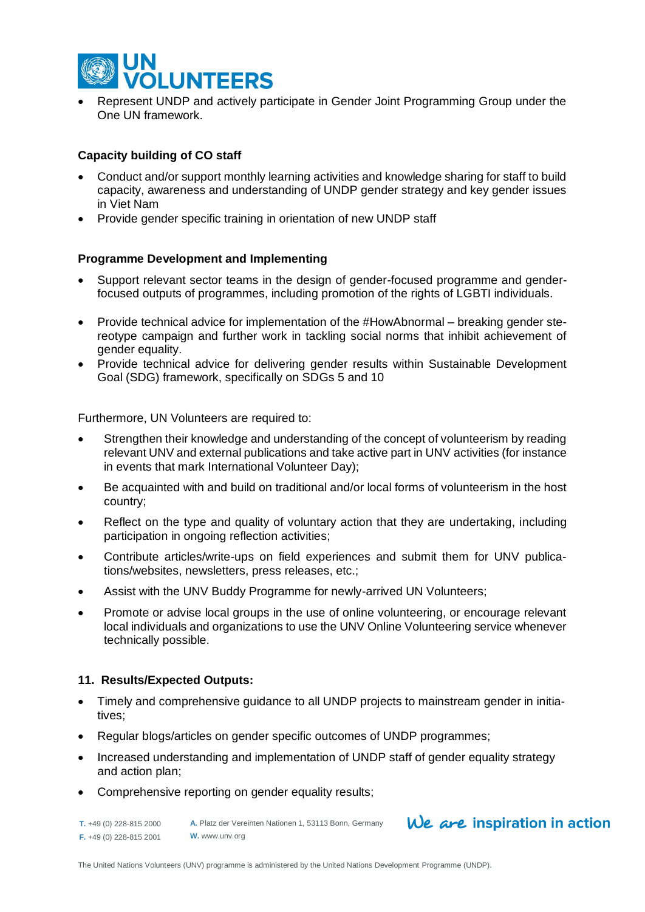- Represent UNDP and actively participate in Gender Joint Programming Group under the One UN framework.

**Capacity building of CO staff**

- Conduct and/or support monthly learning activities and knowledge sharing for staff to build capacity, awareness and understanding of UNDP gender strategy and key gender issues in Viet Nam
- Provide gender specific training in orientation of new UNDP staff

**Programme Development and Implementing**

- Support relevant sector teams in the design of gender-focused programme and gender-focused outputs of programmes, including promotion of the rights of LGBTI individuals.
- Provide technical advice for implementation of the #HowAbnormal – breaking gender stereotype campaign and further work in tackling social norms that inhibit achievement of gender equality.
- Provide technical advice for delivering gender results within Sustainable Development Goal (SDG) framework, specifically on SDGs 5 and 10

Furthermore, UN Volunteers are required to:

- Strengthen their knowledge and understanding of the concept of volunteerism by reading relevant UNV and external publications and take active part in UNV activities (for instance in events that mark International Volunteer Day);
- Be acquainted with and build on traditional and/or local forms of volunteerism in the host country;
- Reflect on the type and quality of voluntary action that they are undertaking, including participation in ongoing reflection activities;
- Contribute articles/write-ups on field experiences and submit them for UNV publications/websites, newsletters, press releases, etc.;
- Assist with the UNV Buddy Programme for newly-arrived UN Volunteers;
- Promote or advise local groups in the use of online volunteering, or encourage relevant local individuals and organizations to use the UNV Online Volunteering service whenever technically possible.

**11. Results/Expected Outputs:**

- Timely and comprehensive guidance to all UNDP projects to mainstream gender in initiatives;
- Regular blogs/articles on gender specific outcomes of UNDP programmes;
- Increased understanding and implementation of UNDP staff of gender equality strategy and action plan;
- Comprehensive reporting on gender equality results;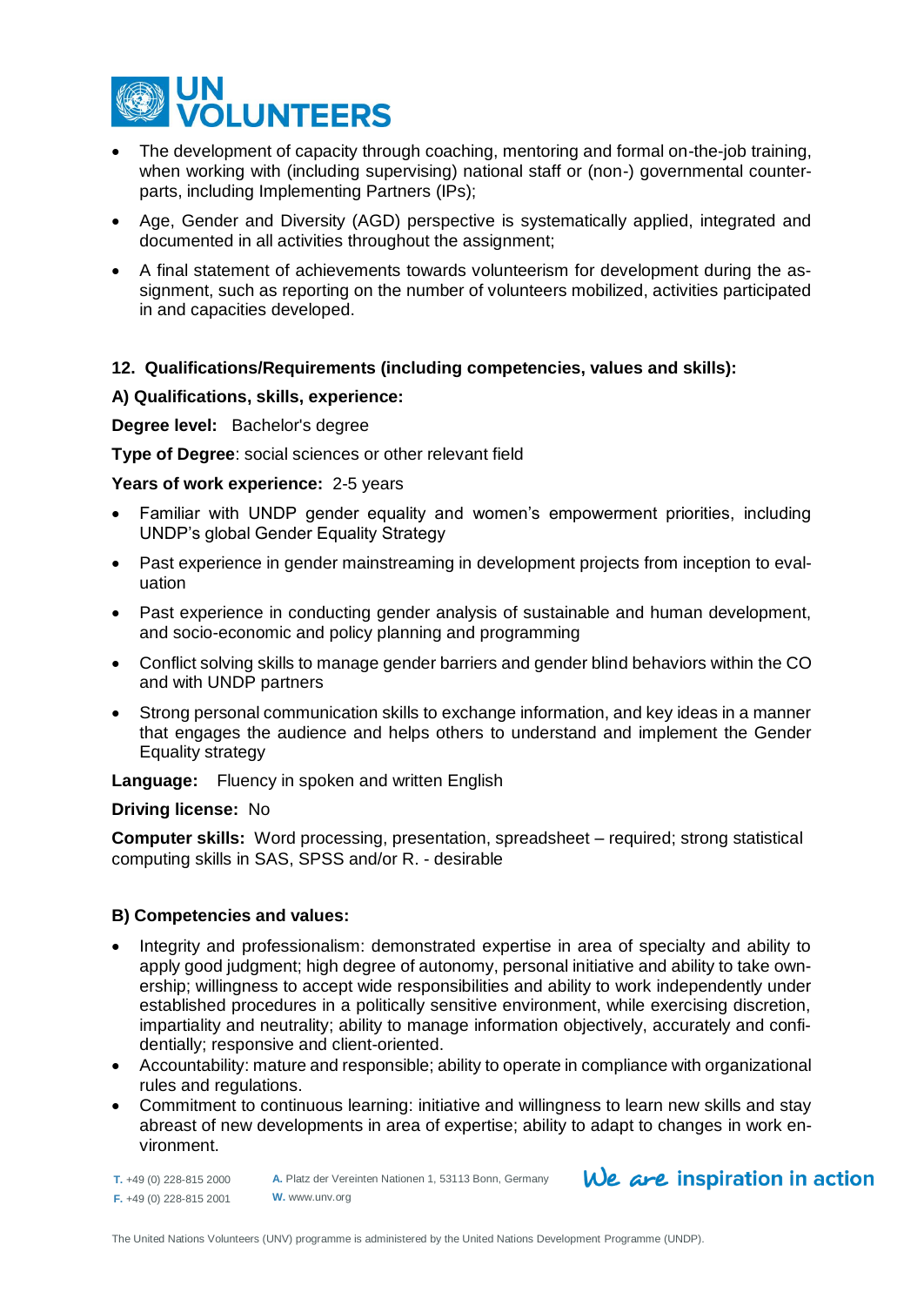- The development of capacity through coaching, mentoring and formal on-the-job training, when working with (including supervising) national staff or (non-) governmental counter-parts, including Implementing Partners (IPs);
- Age, Gender and Diversity (AGD) perspective is systematically applied, integrated and documented in all activities throughout the assignment;
- A final statement of achievements towards volunteerism for development during the assignment, such as reporting on the number of volunteers mobilized, activities participated in and capacities developed.

**12. Qualifications/Requirements (including competencies, values and skills):**

**A) Qualifications, skills, experience:**

**Degree level:** Bachelor's degree

**Type of Degree**: social sciences or other relevant field

**Years of work experience:** 2-5 years

- Familiar with UNDP gender equality and women's empowerment priorities, including UNDP's global Gender Equality Strategy
- Past experience in gender mainstreaming in development projects from inception to evaluation
- Past experience in conducting gender analysis of sustainable and human development, and socio-economic and policy planning and programming
- Conflict solving skills to manage gender barriers and gender blind behaviors within the CO and with UNDP partners
- Strong personal communication skills to exchange information, and key ideas in a manner that engages the audience and helps others to understand and implement the Gender Equality strategy

**Language:** Fluency in spoken and written English

**Driving license:** No

**Computer skills:** Word processing, presentation, spreadsheet – required; strong statistical computing skills in SAS, SPSS and/or R. - desirable

**B) Competencies and values:**

- Integrity and professionalism: demonstrated expertise in area of specialty and ability to apply good judgment; high degree of autonomy, personal initiative and ability to take ownership; willingness to accept wide responsibilities and ability to work independently under established procedures in a politically sensitive environment, while exercising discretion, impartiality and neutrality; ability to manage information objectively, accurately and confidentially; responsive and client-oriented.
- Accountability: mature and responsible; ability to operate in compliance with organizational rules and regulations.
- Commitment to continuous learning: initiative and willingness to learn new skills and stay abreast of new developments in area of expertise; ability to adapt to changes in work environment.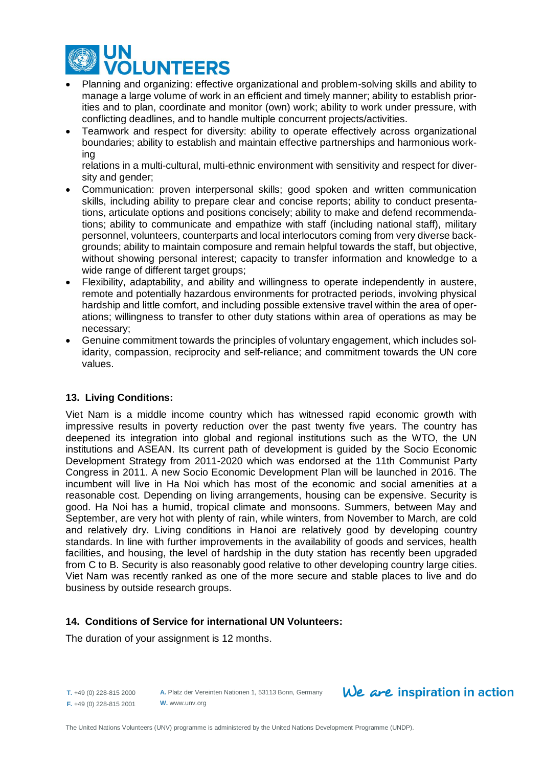- Planning and organizing: effective organizational and problem-solving skills and ability to manage a large volume of work in an efficient and timely manner; ability to establish priorities and to plan, coordinate and monitor (own) work; ability to work under pressure, with conflicting deadlines, and to handle multiple concurrent projects/activities.
- Teamwork and respect for diversity: ability to operate effectively across organizational boundaries; ability to establish and maintain effective partnerships and harmonious working

  relations in a multi-cultural, multi-ethnic environment with sensitivity and respect for diversity and gender;
- Communication: proven interpersonal skills; good spoken and written communication skills, including ability to prepare clear and concise reports; ability to conduct presentations, articulate options and positions concisely; ability to make and defend recommendations; ability to communicate and empathize with staff (including national staff), military personnel, volunteers, counterparts and local interlocutors coming from very diverse backgrounds; ability to maintain composure and remain helpful towards the staff, but objective, without showing personal interest; capacity to transfer information and knowledge to a wide range of different target groups;
- Flexibility, adaptability, and ability and willingness to operate independently in austere, remote and potentially hazardous environments for protracted periods, involving physical hardship and little comfort, and including possible extensive travel within the area of operations; willingness to transfer to other duty stations within area of operations as may be necessary;
- Genuine commitment towards the principles of voluntary engagement, which includes solidarity, compassion, reciprocity and self-reliance; and commitment towards the UN core values.

## 13. Living Conditions:

Viet Nam is a middle income country which has witnessed rapid economic growth with impressive results in poverty reduction over the past twenty five years. The country has deepened its integration into global and regional institutions such as the WTO, the UN institutions and ASEAN. Its current path of development is guided by the Socio Economic Development Strategy from 2011-2020 which was endorsed at the 11th Communist Party Congress in 2011. A new Socio Economic Development Plan will be launched in 2016. The incumbent will live in Ha Noi which has most of the economic and social amenities at a reasonable cost. Depending on living arrangements, housing can be expensive. Security is good. Ha Noi has a humid, tropical climate and monsoons. Summers, between May and September, are very hot with plenty of rain, while winters, from November to March, are cold and relatively dry. Living conditions in Hanoi are relatively good by developing country standards. In line with further improvements in the availability of goods and services, health facilities, and housing, the level of hardship in the duty station has recently been upgraded from C to B. Security is also reasonably good relative to other developing country large cities. Viet Nam was recently ranked as one of the more secure and stable places to live and do business by outside research groups.

## 14. Conditions of Service for international UN Volunteers:

The duration of your assignment is 12 months.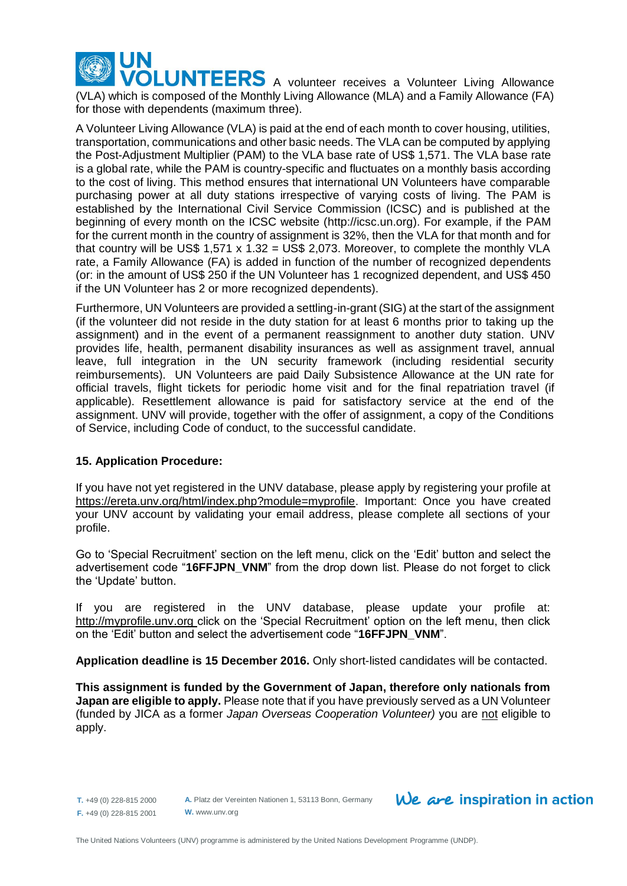A volunteer receives a Volunteer Living Allowance (VLA) which is composed of the Monthly Living Allowance (MLA) and a Family Allowance (FA) for those with dependents (maximum three).

A Volunteer Living Allowance (VLA) is paid at the end of each month to cover housing, utilities, transportation, communications and other basic needs. The VLA can be computed by applying the Post-Adjustment Multiplier (PAM) to the VLA base rate of US$ 1,571. The VLA base rate is a global rate, while the PAM is country-specific and fluctuates on a monthly basis according to the cost of living. This method ensures that international UN Volunteers have comparable purchasing power at all duty stations irrespective of varying costs of living. The PAM is established by the International Civil Service Commission (ICSC) and is published at the beginning of every month on the ICSC website (http://icsc.un.org). For example, if the PAM for the current month in the country of assignment is 32%, then the VLA for that month and for that country will be US$ 1,571 x 1.32 = US$ 2,073. Moreover, to complete the monthly VLA rate, a Family Allowance (FA) is added in function of the number of recognized dependents (or: in the amount of US$ 250 if the UN Volunteer has 1 recognized dependent, and US$ 450 if the UN Volunteer has 2 or more recognized dependents).

Furthermore, UN Volunteers are provided a settling-in-grant (SIG) at the start of the assignment (if the volunteer did not reside in the duty station for at least 6 months prior to taking up the assignment) and in the event of a permanent reassignment to another duty station. UNV provides life, health, permanent disability insurances as well as assignment travel, annual leave, full integration in the UN security framework (including residential security reimbursements). UN Volunteers are paid Daily Subsistence Allowance at the UN rate for official travels, flight tickets for periodic home visit and for the final repatriation travel (if applicable). Resettlement allowance is paid for satisfactory service at the end of the assignment. UNV will provide, together with the offer of assignment, a copy of the Conditions of Service, including Code of conduct, to the successful candidate.

### 15. Application Procedure:

If you have not yet registered in the UNV database, please apply by registering your profile at https://ereta.unv.org/html/index.php?module=myprofile. Important: Once you have created your UNV account by validating your email address, please complete all sections of your profile.

Go to 'Special Recruitment' section on the left menu, click on the 'Edit' button and select the advertisement code "**16FFJPN_VNM**" from the drop down list. Please do not forget to click the 'Update' button.

If you are registered in the UNV database, please update your profile at: http://myprofile.unv.org click on the 'Special Recruitment' option on the left menu, then click on the 'Edit' button and select the advertisement code "**16FFJPN_VNM**".

**Application deadline is 15 December 2016.** Only short-listed candidates will be contacted.

**This assignment is funded by the Government of Japan, therefore only nationals from Japan are eligible to apply.** Please note that if you have previously served as a UN Volunteer (funded by JICA as a former *Japan Overseas Cooperation Volunteer)* you are not eligible to apply.